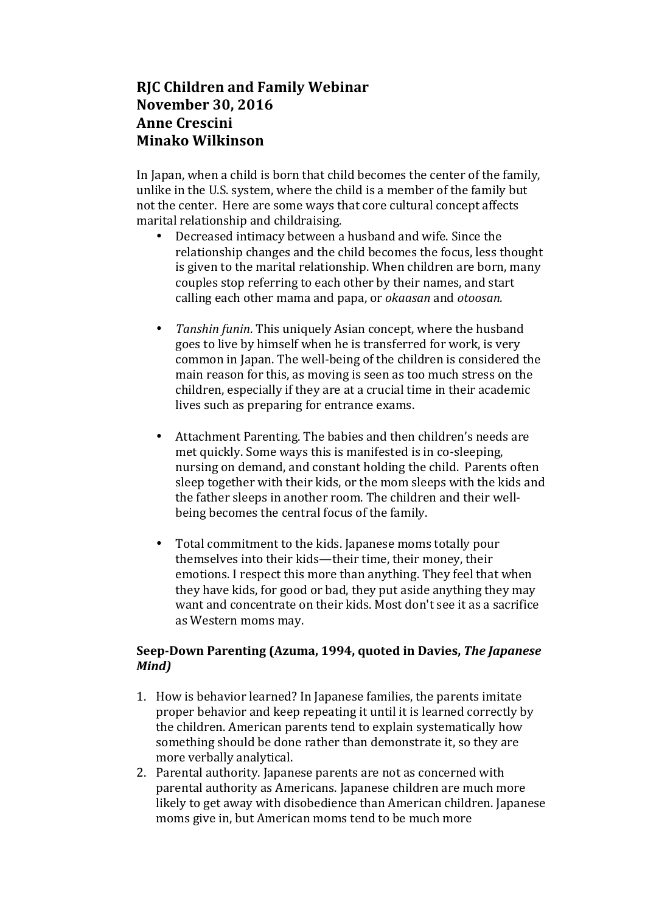**RJC Children and Family Webinar**
**November 30, 2016**
**Anne Crescini**
**Minako Wilkinson**

In Japan, when a child is born that child becomes the center of the family, unlike in the U.S. system, where the child is a member of the family but not the center. Here are some ways that core cultural concept affects marital relationship and childraising.

- Decreased intimacy between a husband and wife. Since the relationship changes and the child becomes the focus, less thought is given to the marital relationship. When children are born, many couples stop referring to each other by their names, and start calling each other mama and papa, or *okaasan* and *otoosan.*

- *Tanshin funin*. This uniquely Asian concept, where the husband goes to live by himself when he is transferred for work, is very common in Japan. The well-being of the children is considered the main reason for this, as moving is seen as too much stress on the children, especially if they are at a crucial time in their academic lives such as preparing for entrance exams.

- Attachment Parenting. The babies and then children's needs are met quickly. Some ways this is manifested is in co-sleeping, nursing on demand, and constant holding the child. Parents often sleep together with their kids, or the mom sleeps with the kids and the father sleeps in another room. The children and their well-being becomes the central focus of the family.

- Total commitment to the kids. Japanese moms totally pour themselves into their kids—their time, their money, their emotions. I respect this more than anything. They feel that when they have kids, for good or bad, they put aside anything they may want and concentrate on their kids. Most don't see it as a sacrifice as Western moms may.

**Seep-Down Parenting (Azuma, 1994, quoted in Davies, *The Japanese Mind*)**

1. How is behavior learned? In Japanese families, the parents imitate proper behavior and keep repeating it until it is learned correctly by the children. American parents tend to explain systematically how something should be done rather than demonstrate it, so they are more verbally analytical.
2. Parental authority. Japanese parents are not as concerned with parental authority as Americans. Japanese children are much more likely to get away with disobedience than American children. Japanese moms give in, but American moms tend to be much more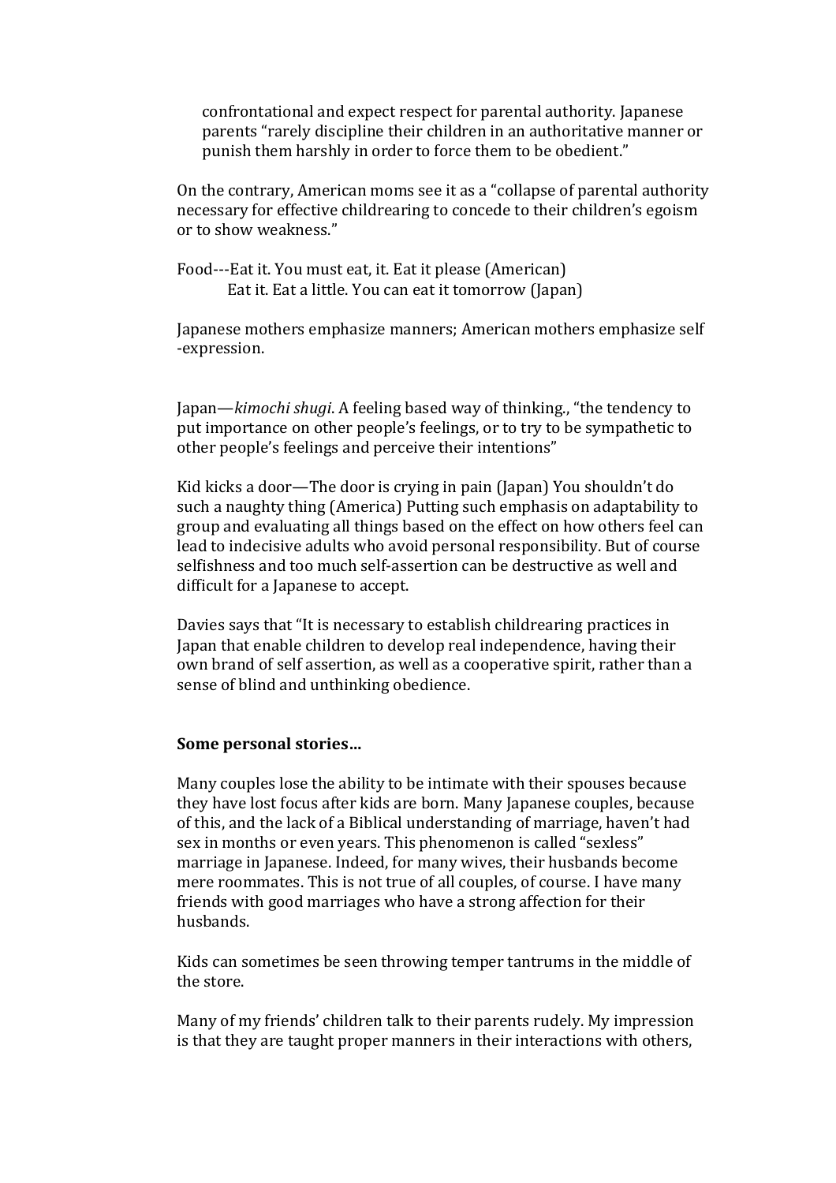confrontational and expect respect for parental authority. Japanese parents "rarely discipline their children in an authoritative manner or punish them harshly in order to force them to be obedient."

On the contrary, American moms see it as a "collapse of parental authority necessary for effective childrearing to concede to their children's egoism or to show weakness."

Food---Eat it. You must eat, it. Eat it please (American)
Eat it. Eat a little. You can eat it tomorrow (Japan)

Japanese mothers emphasize manners; American mothers emphasize self -expression.

Japan—*kimochi shugi*. A feeling based way of thinking., "the tendency to put importance on other people's feelings, or to try to be sympathetic to other people's feelings and perceive their intentions"

Kid kicks a door—The door is crying in pain (Japan) You shouldn't do such a naughty thing (America) Putting such emphasis on adaptability to group and evaluating all things based on the effect on how others feel can lead to indecisive adults who avoid personal responsibility. But of course selfishness and too much self-assertion can be destructive as well and difficult for a Japanese to accept.

Davies says that "It is necessary to establish childrearing practices in Japan that enable children to develop real independence, having their own brand of self assertion, as well as a cooperative spirit, rather than a sense of blind and unthinking obedience.

**Some personal stories…**

Many couples lose the ability to be intimate with their spouses because they have lost focus after kids are born. Many Japanese couples, because of this, and the lack of a Biblical understanding of marriage, haven't had sex in months or even years. This phenomenon is called "sexless" marriage in Japanese. Indeed, for many wives, their husbands become mere roommates. This is not true of all couples, of course. I have many friends with good marriages who have a strong affection for their husbands.

Kids can sometimes be seen throwing temper tantrums in the middle of the store.

Many of my friends' children talk to their parents rudely. My impression is that they are taught proper manners in their interactions with others,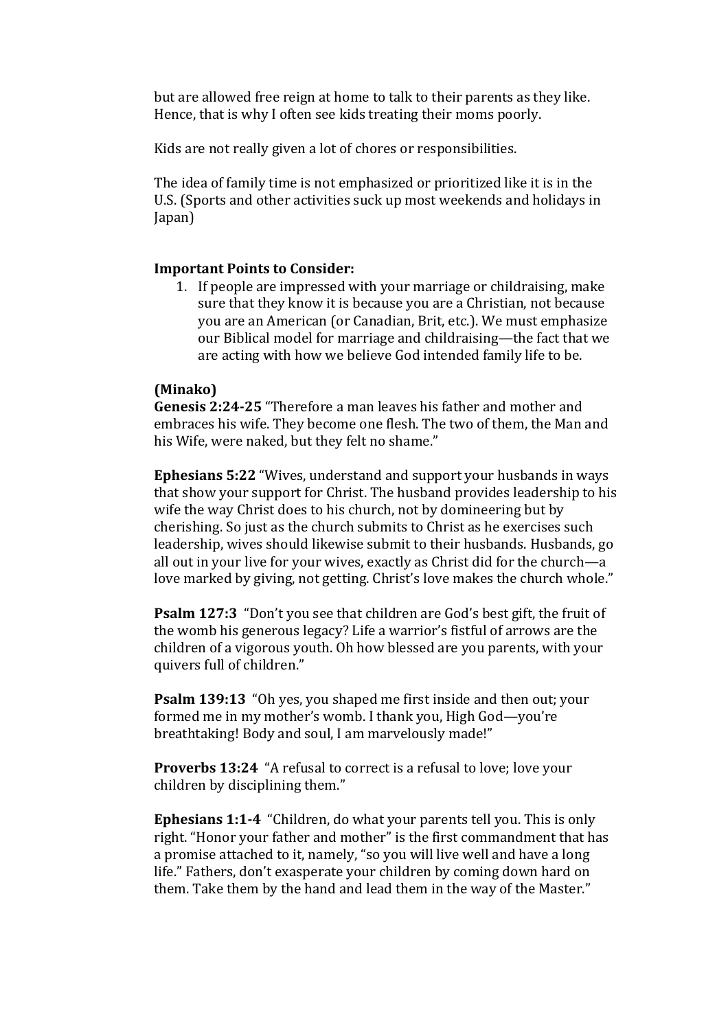but are allowed free reign at home to talk to their parents as they like. Hence, that is why I often see kids treating their moms poorly.

Kids are not really given a lot of chores or responsibilities.

The idea of family time is not emphasized or prioritized like it is in the U.S. (Sports and other activities suck up most weekends and holidays in Japan)

**Important Points to Consider:**

1. If people are impressed with your marriage or childraising, make sure that they know it is because you are a Christian, not because you are an American (or Canadian, Brit, etc.). We must emphasize our Biblical model for marriage and childraising—the fact that we are acting with how we believe God intended family life to be.

**(Minako)**

**Genesis 2:24-25** "Therefore a man leaves his father and mother and embraces his wife. They become one flesh. The two of them, the Man and his Wife, were naked, but they felt no shame."

**Ephesians 5:22** "Wives, understand and support your husbands in ways that show your support for Christ. The husband provides leadership to his wife the way Christ does to his church, not by domineering but by cherishing. So just as the church submits to Christ as he exercises such leadership, wives should likewise submit to their husbands. Husbands, go all out in your live for your wives, exactly as Christ did for the church—a love marked by giving, not getting. Christ's love makes the church whole."

**Psalm 127:3** "Don't you see that children are God's best gift, the fruit of the womb his generous legacy? Life a warrior's fistful of arrows are the children of a vigorous youth. Oh how blessed are you parents, with your quivers full of children."

**Psalm 139:13** "Oh yes, you shaped me first inside and then out; your formed me in my mother's womb. I thank you, High God—you're breathtaking! Body and soul, I am marvelously made!"

**Proverbs 13:24** "A refusal to correct is a refusal to love; love your children by disciplining them."

**Ephesians 1:1-4** "Children, do what your parents tell you. This is only right. "Honor your father and mother" is the first commandment that has a promise attached to it, namely, "so you will live well and have a long life." Fathers, don't exasperate your children by coming down hard on them. Take them by the hand and lead them in the way of the Master."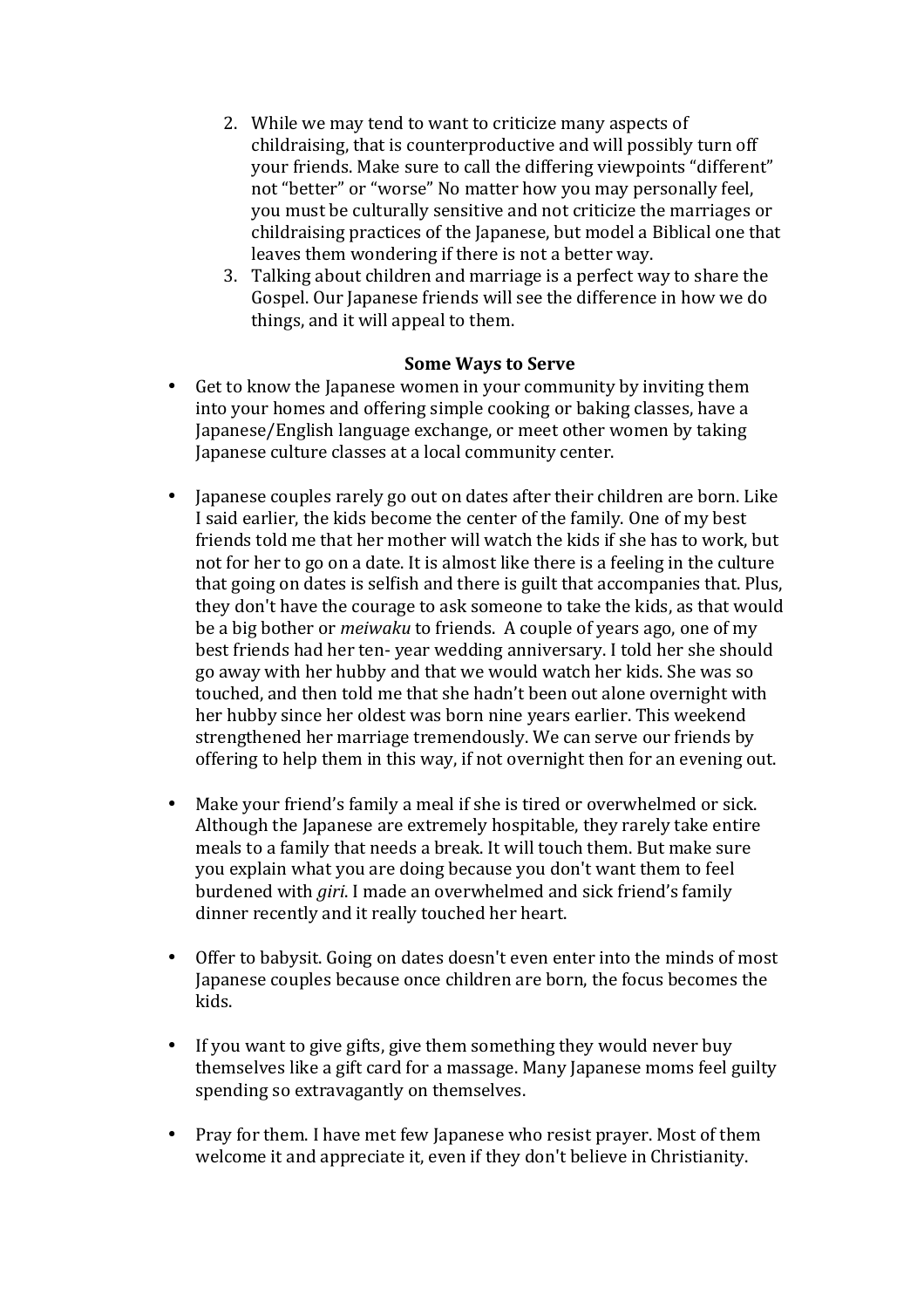2. While we may tend to want to criticize many aspects of childraising, that is counterproductive and will possibly turn off your friends. Make sure to call the differing viewpoints "different" not "better" or "worse" No matter how you may personally feel, you must be culturally sensitive and not criticize the marriages or childraising practices of the Japanese, but model a Biblical one that leaves them wondering if there is not a better way.
3. Talking about children and marriage is a perfect way to share the Gospel. Our Japanese friends will see the difference in how we do things, and it will appeal to them.

**Some Ways to Serve**

- Get to know the Japanese women in your community by inviting them into your homes and offering simple cooking or baking classes, have a Japanese/English language exchange, or meet other women by taking Japanese culture classes at a local community center.

- Japanese couples rarely go out on dates after their children are born. Like I said earlier, the kids become the center of the family. One of my best friends told me that her mother will watch the kids if she has to work, but not for her to go on a date. It is almost like there is a feeling in the culture that going on dates is selfish and there is guilt that accompanies that. Plus, they don't have the courage to ask someone to take the kids, as that would be a big bother or *meiwaku* to friends. A couple of years ago, one of my best friends had her ten- year wedding anniversary. I told her she should go away with her hubby and that we would watch her kids. She was so touched, and then told me that she hadn't been out alone overnight with her hubby since her oldest was born nine years earlier. This weekend strengthened her marriage tremendously. We can serve our friends by offering to help them in this way, if not overnight then for an evening out.

- Make your friend's family a meal if she is tired or overwhelmed or sick. Although the Japanese are extremely hospitable, they rarely take entire meals to a family that needs a break. It will touch them. But make sure you explain what you are doing because you don't want them to feel burdened with *giri*. I made an overwhelmed and sick friend's family dinner recently and it really touched her heart.

- Offer to babysit. Going on dates doesn't even enter into the minds of most Japanese couples because once children are born, the focus becomes the kids.

- If you want to give gifts, give them something they would never buy themselves like a gift card for a massage. Many Japanese moms feel guilty spending so extravagantly on themselves.

- Pray for them. I have met few Japanese who resist prayer. Most of them welcome it and appreciate it, even if they don't believe in Christianity.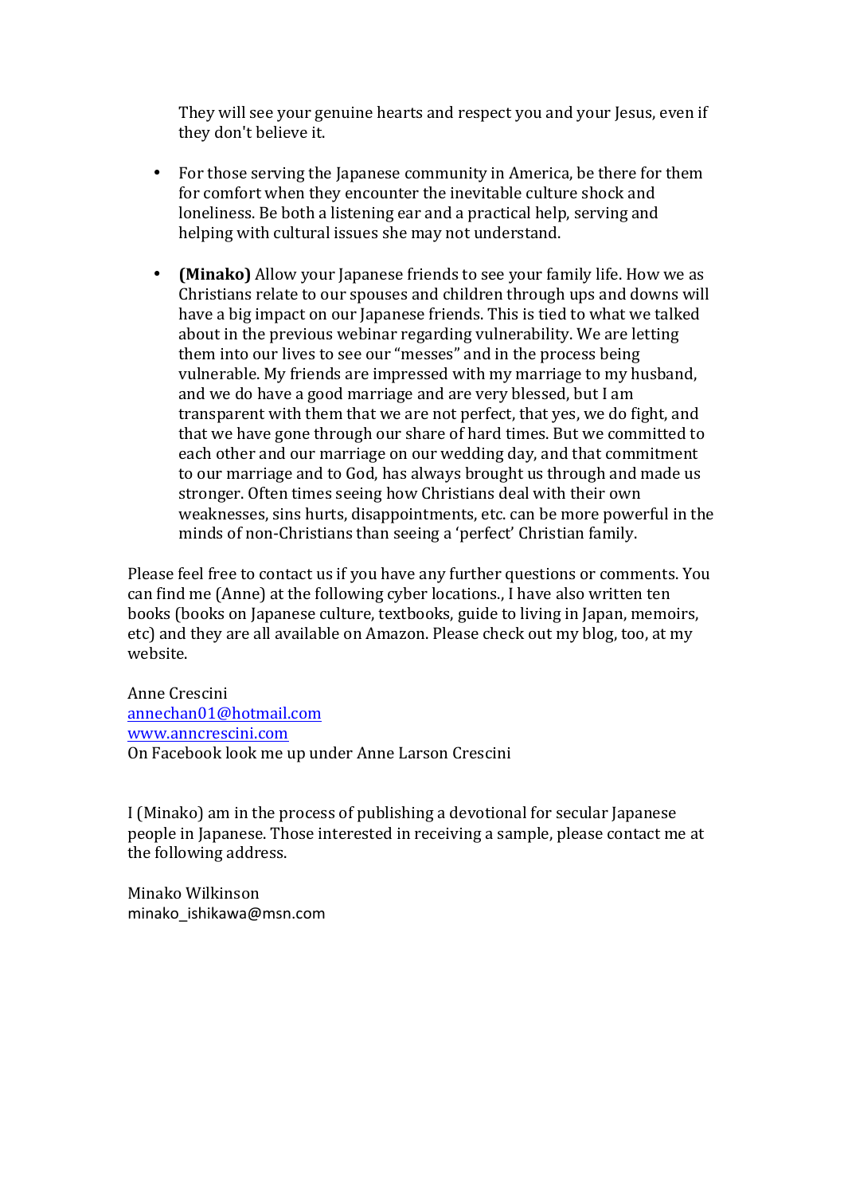They will see your genuine hearts and respect you and your Jesus, even if they don't believe it.

- For those serving the Japanese community in America, be there for them for comfort when they encounter the inevitable culture shock and loneliness. Be both a listening ear and a practical help, serving and helping with cultural issues she may not understand.

- **(Minako)** Allow your Japanese friends to see your family life. How we as Christians relate to our spouses and children through ups and downs will have a big impact on our Japanese friends. This is tied to what we talked about in the previous webinar regarding vulnerability. We are letting them into our lives to see our "messes" and in the process being vulnerable. My friends are impressed with my marriage to my husband, and we do have a good marriage and are very blessed, but I am transparent with them that we are not perfect, that yes, we do fight, and that we have gone through our share of hard times. But we committed to each other and our marriage on our wedding day, and that commitment to our marriage and to God, has always brought us through and made us stronger. Often times seeing how Christians deal with their own weaknesses, sins hurts, disappointments, etc. can be more powerful in the minds of non-Christians than seeing a 'perfect' Christian family.

Please feel free to contact us if you have any further questions or comments. You can find me (Anne) at the following cyber locations., I have also written ten books (books on Japanese culture, textbooks, guide to living in Japan, memoirs, etc) and they are all available on Amazon. Please check out my blog, too, at my website.

Anne Crescini
annechan01@hotmail.com
www.anncrescini.com
On Facebook look me up under Anne Larson Crescini

I (Minako) am in the process of publishing a devotional for secular Japanese people in Japanese. Those interested in receiving a sample, please contact me at the following address.

Minako Wilkinson
minako_ishikawa@msn.com